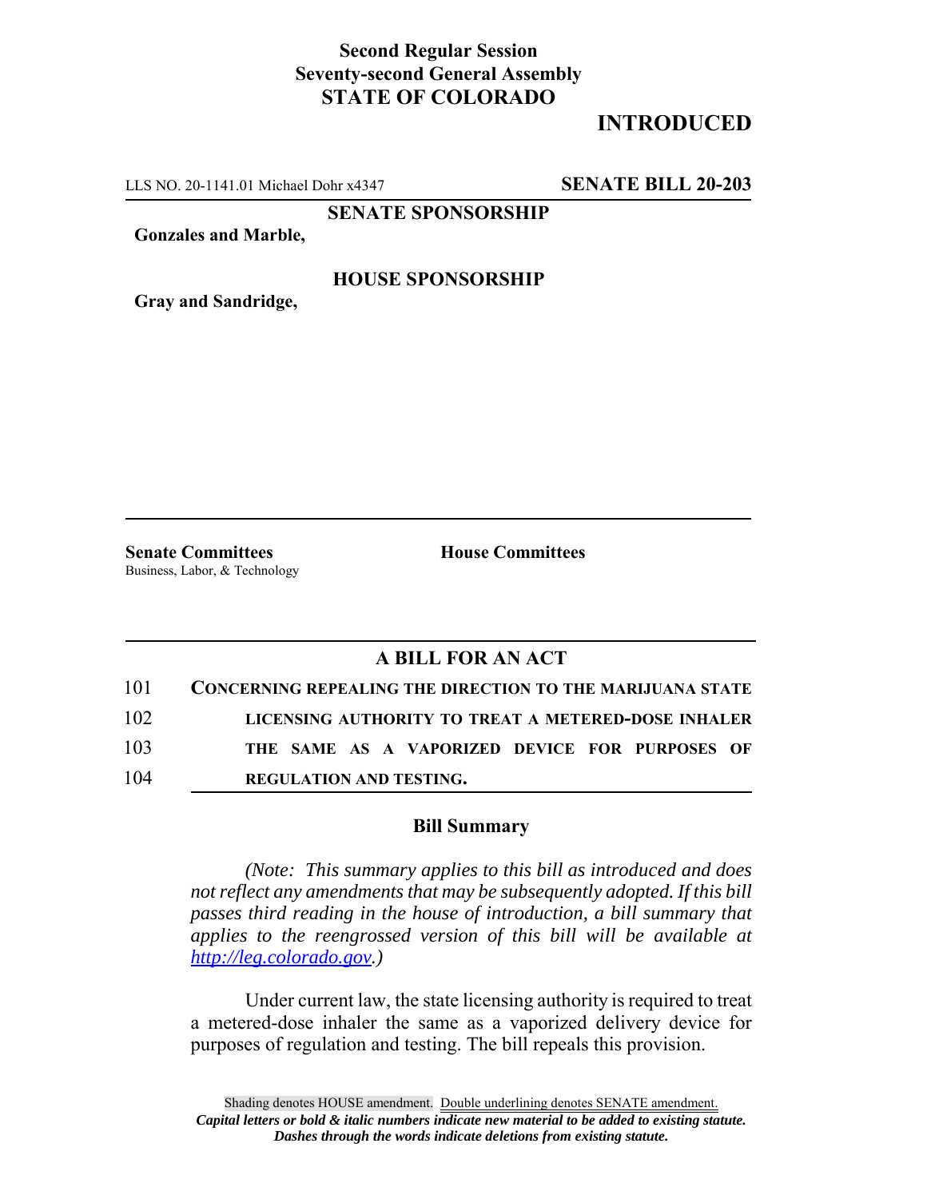**Second Regular Session**
**Seventy-second General Assembly**
**STATE OF COLORADO**

# INTRODUCTED

LLS NO. 20-1141.01 Michael Dohr x4347 **SENATE BILL 20-203**

**SENATE SPONSORSHIP**

**Gonzales and Marble,**

**HOUSE SPONSORSHIP**

**Gray and Sandridge,**

**Senate Committees**
Business, Labor, & Technology

**House Committees**

## A BILL FOR AN ACT

101 **CONCERNING REPEALING THE DIRECTION TO THE MARIJUANA STATE**
102 **LICENSING AUTHORITY TO TREAT A METERED-DOSE INHALER**
103 **THE SAME AS A VAPORIZED DEVICE FOR PURPOSES OF**
104 **REGULATION AND TESTING.**

### Bill Summary

*(Note: This summary applies to this bill as introduced and does not reflect any amendments that may be subsequently adopted. If this bill passes third reading in the house of introduction, a bill summary that applies to the reengrossed version of this bill will be available at http://leg.colorado.gov.)*

Under current law, the state licensing authority is required to treat a metered-dose inhaler the same as a vaporized delivery device for purposes of regulation and testing. The bill repeals this provision.

Shading denotes HOUSE amendment. Double underlining denotes SENATE amendment.
***Capital letters or bold & italic numbers indicate new material to be added to existing statute.***
***Dashes through the words indicate deletions from existing statute.***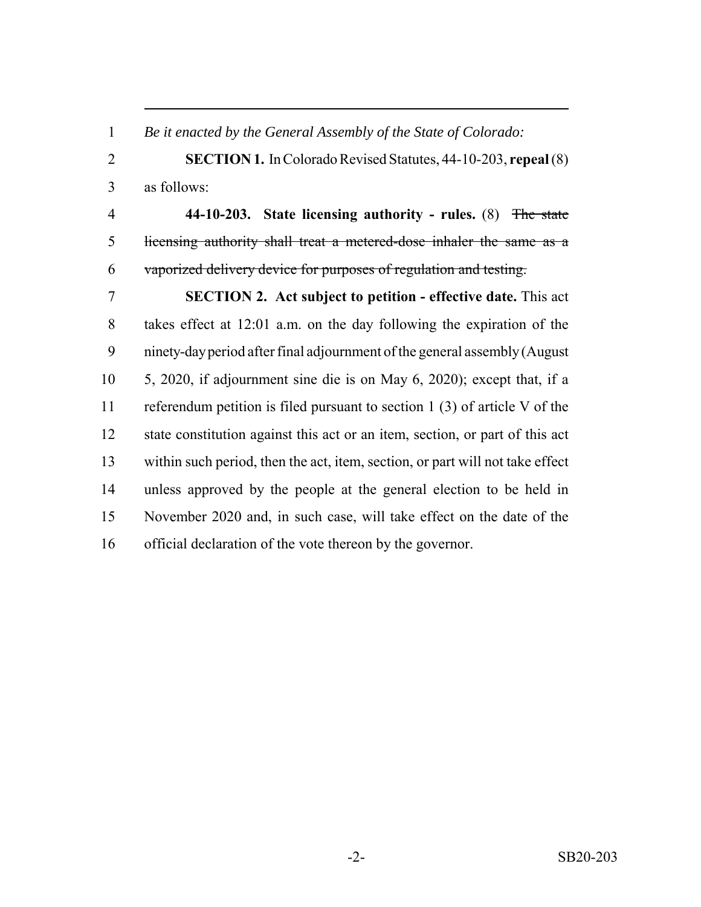*Be it enacted by the General Assembly of the State of Colorado:*

**SECTION 1.** In Colorado Revised Statutes, 44-10-203, **repeal** (8) as follows:

**44-10-203. State licensing authority - rules.** (8) ~~The state licensing authority shall treat a metered-dose inhaler the same as a vaporized delivery device for purposes of regulation and testing.~~

**SECTION 2. Act subject to petition - effective date.** This act takes effect at 12:01 a.m. on the day following the expiration of the ninety-day period after final adjournment of the general assembly (August 5, 2020, if adjournment sine die is on May 6, 2020); except that, if a referendum petition is filed pursuant to section 1 (3) of article V of the state constitution against this act or an item, section, or part of this act within such period, then the act, item, section, or part will not take effect unless approved by the people at the general election to be held in November 2020 and, in such case, will take effect on the date of the official declaration of the vote thereon by the governor.